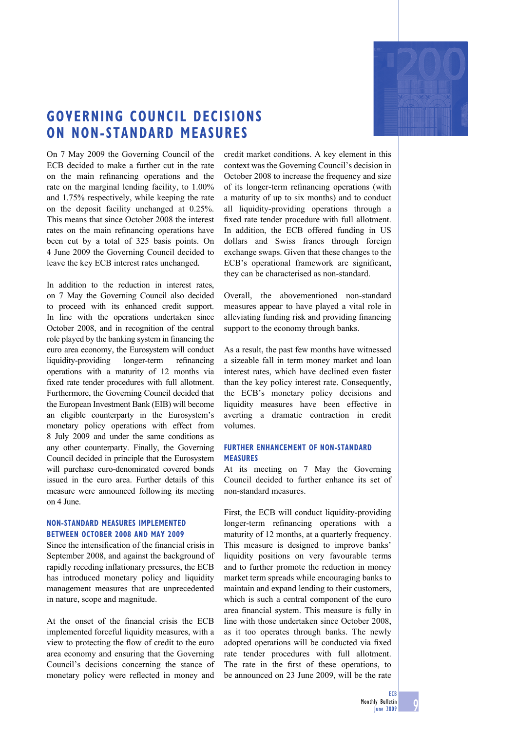# GOVERNING COUNCIL DECISIONS ON NON-STANDARD MEASURES

On 7 May 2009 the Governing Council of the ECB decided to make a further cut in the rate on the main refinancing operations and the rate on the marginal lending facility, to 1.00% and 1.75% respectively, while keeping the rate on the deposit facility unchanged at 0.25%. This means that since October 2008 the interest rates on the main refinancing operations have been cut by a total of 325 basis points. On 4 June 2009 the Governing Council decided to leave the key ECB interest rates unchanged.

In addition to the reduction in interest rates, on 7 May the Governing Council also decided to proceed with its enhanced credit support. In line with the operations undertaken since October 2008, and in recognition of the central role played by the banking system in financing the euro area economy, the Eurosystem will conduct liquidity-providing longer-term refinancing operations with a maturity of 12 months via fixed rate tender procedures with full allotment. Furthermore, the Governing Council decided that the European Investment Bank (EIB) will become an eligible counterparty in the Eurosystem's monetary policy operations with effect from 8 July 2009 and under the same conditions as any other counterparty. Finally, the Governing Council decided in principle that the Eurosystem will purchase euro-denominated covered bonds issued in the euro area. Further details of this measure were announced following its meeting on 4 June.

## NON-STANDARD MEASURES IMPLEMENTED BETWEEN OCTOBER 2008 AND MAY 2009

Since the intensification of the financial crisis in September 2008, and against the background of rapidly receding inflationary pressures, the ECB has introduced monetary policy and liquidity management measures that are unprecedented in nature, scope and magnitude.

At the onset of the financial crisis the ECB implemented forceful liquidity measures, with a view to protecting the flow of credit to the euro area economy and ensuring that the Governing Council's decisions concerning the stance of monetary policy were reflected in money and credit market conditions. A key element in this context was the Governing Council's decision in October 2008 to increase the frequency and size of its longer-term refinancing operations (with a maturity of up to six months) and to conduct all liquidity-providing operations through a fixed rate tender procedure with full allotment. In addition, the ECB offered funding in US dollars and Swiss francs through foreign exchange swaps. Given that these changes to the ECB's operational framework are significant, they can be characterised as non-standard.

Overall, the abovementioned non-standard measures appear to have played a vital role in alleviating funding risk and providing financing support to the economy through banks.

As a result, the past few months have witnessed a sizeable fall in term money market and loan interest rates, which have declined even faster than the key policy interest rate. Consequently, the ECB's monetary policy decisions and liquidity measures have been effective in averting a dramatic contraction in credit volumes.

## FURTHER ENHANCEMENT OF NON-STANDARD MEASURES

At its meeting on 7 May the Governing Council decided to further enhance its set of non-standard measures.

First, the ECB will conduct liquidity-providing longer-term refinancing operations with a maturity of 12 months, at a quarterly frequency. This measure is designed to improve banks' liquidity positions on very favourable terms and to further promote the reduction in money market term spreads while encouraging banks to maintain and expand lending to their customers, which is such a central component of the euro area financial system. This measure is fully in line with those undertaken since October 2008, as it too operates through banks. The newly adopted operations will be conducted via fixed rate tender procedures with full allotment. The rate in the first of these operations, to be announced on 23 June 2009, will be the rate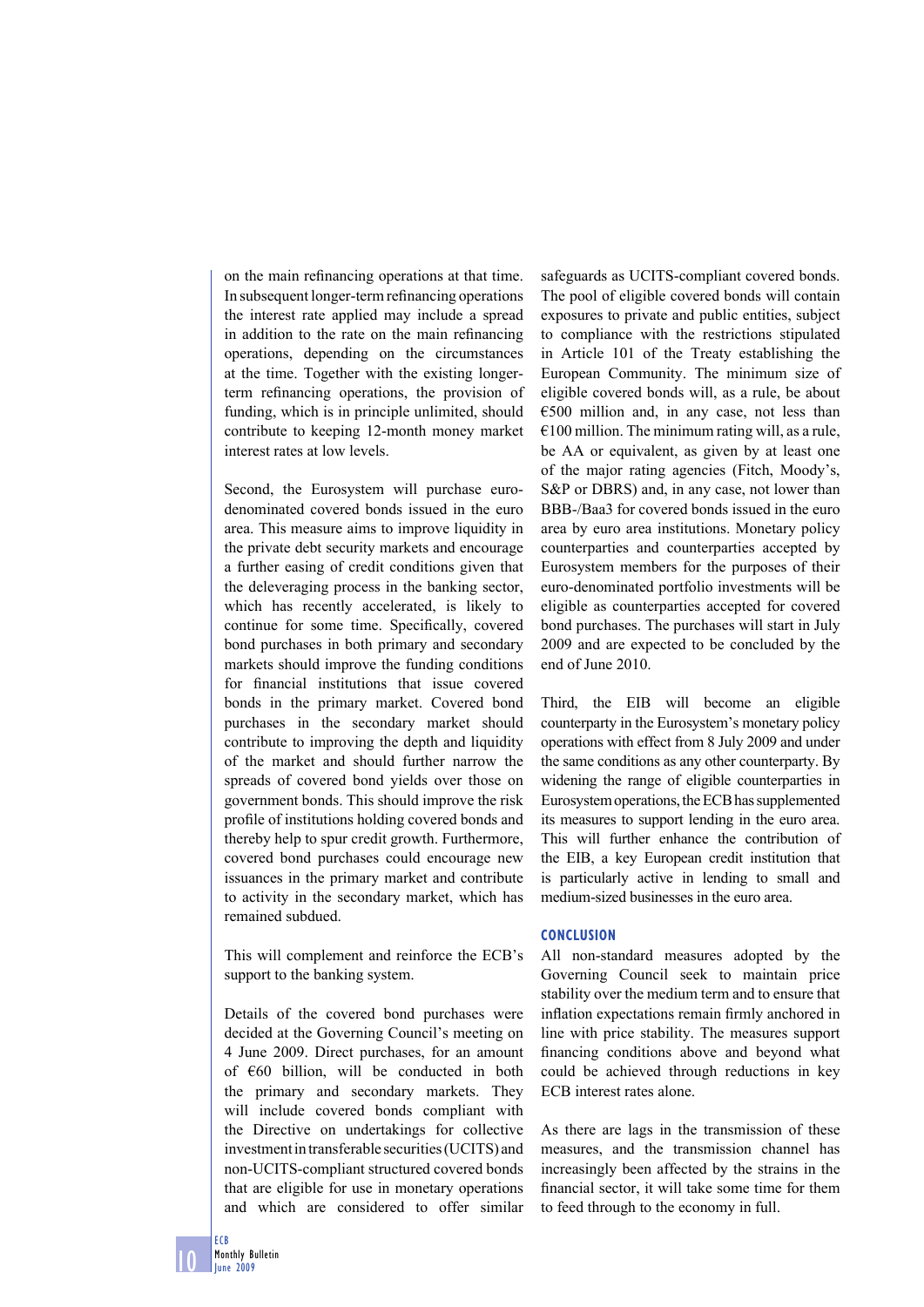on the main refinancing operations at that time. In subsequent longer-term refinancing operations the interest rate applied may include a spread in addition to the rate on the main refinancing operations, depending on the circumstances at the time. Together with the existing longer-term refinancing operations, the provision of funding, which is in principle unlimited, should contribute to keeping 12-month money market interest rates at low levels.

Second, the Eurosystem will purchase euro-denominated covered bonds issued in the euro area. This measure aims to improve liquidity in the private debt security markets and encourage a further easing of credit conditions given that the deleveraging process in the banking sector, which has recently accelerated, is likely to continue for some time. Specifically, covered bond purchases in both primary and secondary markets should improve the funding conditions for financial institutions that issue covered bonds in the primary market. Covered bond purchases in the secondary market should contribute to improving the depth and liquidity of the market and should further narrow the spreads of covered bond yields over those on government bonds. This should improve the risk profile of institutions holding covered bonds and thereby help to spur credit growth. Furthermore, covered bond purchases could encourage new issuances in the primary market and contribute to activity in the secondary market, which has remained subdued.

This will complement and reinforce the ECB's support to the banking system.

Details of the covered bond purchases were decided at the Governing Council's meeting on 4 June 2009. Direct purchases, for an amount of €60 billion, will be conducted in both the primary and secondary markets. They will include covered bonds compliant with the Directive on undertakings for collective investment in transferable securities (UCITS) and non-UCITS-compliant structured covered bonds that are eligible for use in monetary operations and which are considered to offer similar safeguards as UCITS-compliant covered bonds. The pool of eligible covered bonds will contain exposures to private and public entities, subject to compliance with the restrictions stipulated in Article 101 of the Treaty establishing the European Community. The minimum size of eligible covered bonds will, as a rule, be about €500 million and, in any case, not less than €100 million. The minimum rating will, as a rule, be AA or equivalent, as given by at least one of the major rating agencies (Fitch, Moody's, S&P or DBRS) and, in any case, not lower than BBB-/Baa3 for covered bonds issued in the euro area by euro area institutions. Monetary policy counterparties and counterparties accepted by Eurosystem members for the purposes of their euro-denominated portfolio investments will be eligible as counterparties accepted for covered bond purchases. The purchases will start in July 2009 and are expected to be concluded by the end of June 2010.

Third, the EIB will become an eligible counterparty in the Eurosystem's monetary policy operations with effect from 8 July 2009 and under the same conditions as any other counterparty. By widening the range of eligible counterparties in Eurosystem operations, the ECB has supplemented its measures to support lending in the euro area. This will further enhance the contribution of the EIB, a key European credit institution that is particularly active in lending to small and medium-sized businesses in the euro area.

## CONCLUSION

All non-standard measures adopted by the Governing Council seek to maintain price stability over the medium term and to ensure that inflation expectations remain firmly anchored in line with price stability. The measures support financing conditions above and beyond what could be achieved through reductions in key ECB interest rates alone.

As there are lags in the transmission of these measures, and the transmission channel has increasingly been affected by the strains in the financial sector, it will take some time for them to feed through to the economy in full.